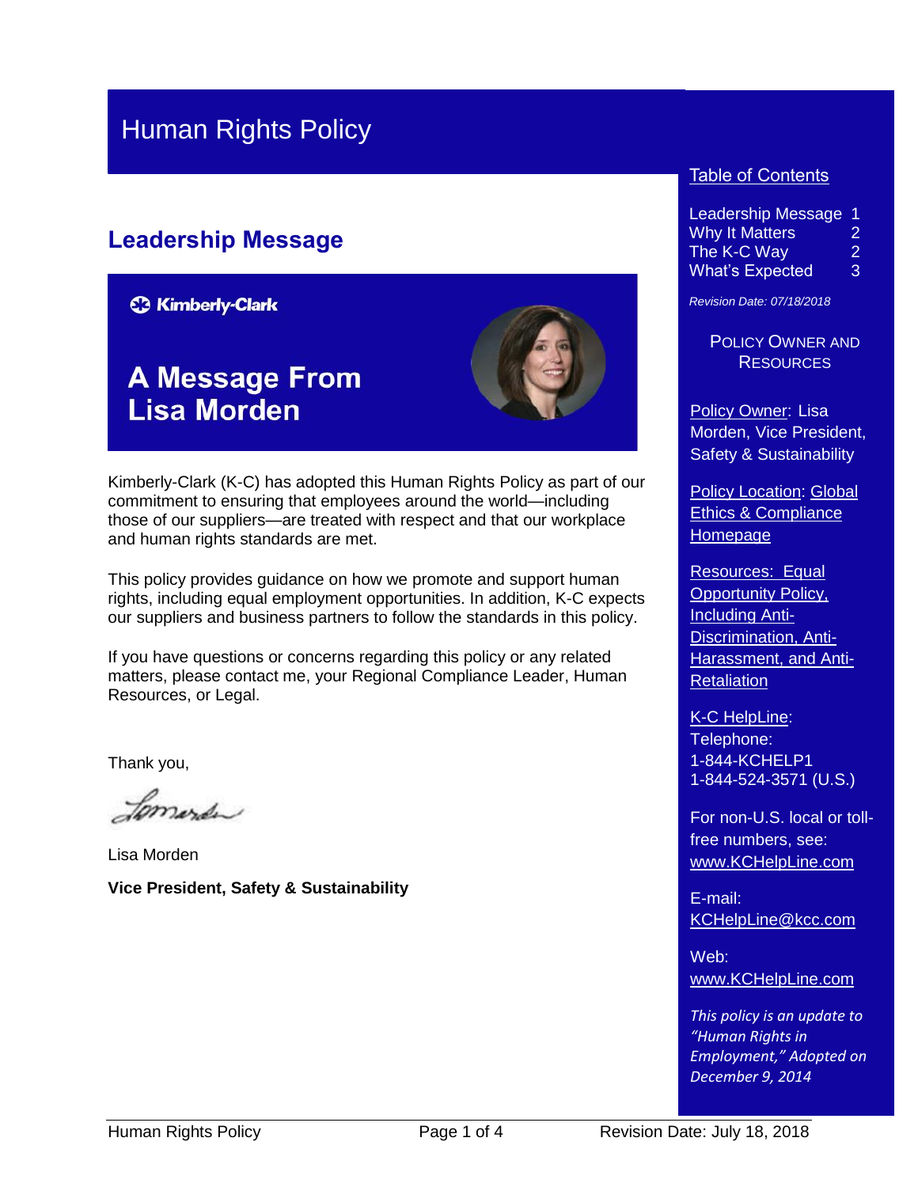# Human Rights Policy

## Leadership Message

**Kimberly-Clark**

**A Message From Lisa Morden**

Kimberly-Clark (K-C) has adopted this Human Rights Policy as part of our commitment to ensuring that employees around the world—including those of our suppliers—are treated with respect and that our workplace and human rights standards are met.

This policy provides guidance on how we promote and support human rights, including equal employment opportunities. In addition, K-C expects our suppliers and business partners to follow the standards in this policy.

If you have questions or concerns regarding this policy or any related matters, please contact me, your Regional Compliance Leader, Human Resources, or Legal.

Thank you,

Lisa Morden

**Vice President, Safety & Sustainability**

---

Table of Contents

| | |
|---|---|
| Leadership Message | 1 |
| Why It Matters | 2 |
| The K-C Way | 2 |
| What's Expected | 3 |

*Revision Date: 07/18/2018*

POLICY OWNER AND RESOURCES

Policy Owner: Lisa Morden, Vice President, Safety & Sustainability

Policy Location: Global Ethics & Compliance Homepage

Resources: Equal Opportunity Policy, Including Anti-Discrimination, Anti-Harassment, and Anti-Retaliation

K-C HelpLine:
Telephone:
1-844-KCHELP1
1-844-524-3571 (U.S.)

For non-U.S. local or toll-free numbers, see: www.KCHelpLine.com

E-mail:
KCHelpLine@kcc.com

Web:
www.KCHelpLine.com

*This policy is an update to "Human Rights in Employment," Adopted on December 9, 2014*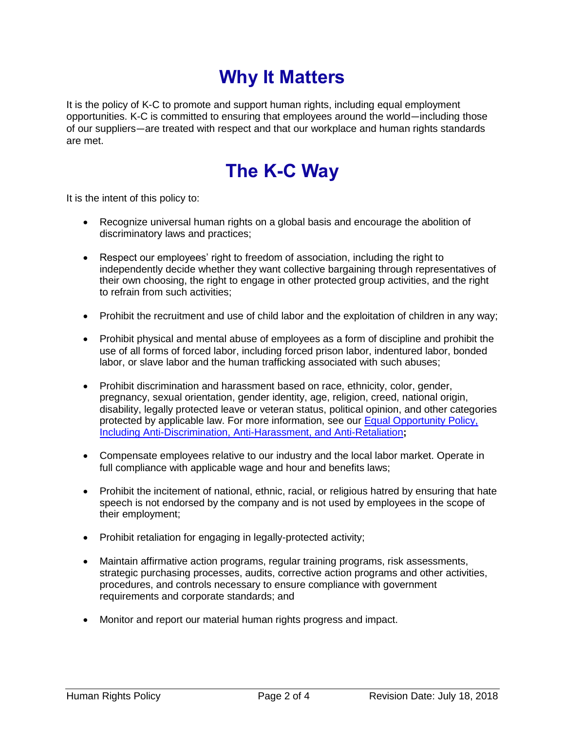# Why It Matters

It is the policy of K-C to promote and support human rights, including equal employment opportunities. K-C is committed to ensuring that employees around the world—including those of our suppliers—are treated with respect and that our workplace and human rights standards are met.

# The K-C Way

It is the intent of this policy to:

- Recognize universal human rights on a global basis and encourage the abolition of discriminatory laws and practices;
- Respect our employees' right to freedom of association, including the right to independently decide whether they want collective bargaining through representatives of their own choosing, the right to engage in other protected group activities, and the right to refrain from such activities;
- Prohibit the recruitment and use of child labor and the exploitation of children in any way;
- Prohibit physical and mental abuse of employees as a form of discipline and prohibit the use of all forms of forced labor, including forced prison labor, indentured labor, bonded labor, or slave labor and the human trafficking associated with such abuses;
- Prohibit discrimination and harassment based on race, ethnicity, color, gender, pregnancy, sexual orientation, gender identity, age, religion, creed, national origin, disability, legally protected leave or veteran status, political opinion, and other categories protected by applicable law. For more information, see our Equal Opportunity Policy, Including Anti-Discrimination, Anti-Harassment, and Anti-Retaliation**;**
- Compensate employees relative to our industry and the local labor market. Operate in full compliance with applicable wage and hour and benefits laws;
- Prohibit the incitement of national, ethnic, racial, or religious hatred by ensuring that hate speech is not endorsed by the company and is not used by employees in the scope of their employment;
- Prohibit retaliation for engaging in legally-protected activity;
- Maintain affirmative action programs, regular training programs, risk assessments, strategic purchasing processes, audits, corrective action programs and other activities, procedures, and controls necessary to ensure compliance with government requirements and corporate standards; and
- Monitor and report our material human rights progress and impact.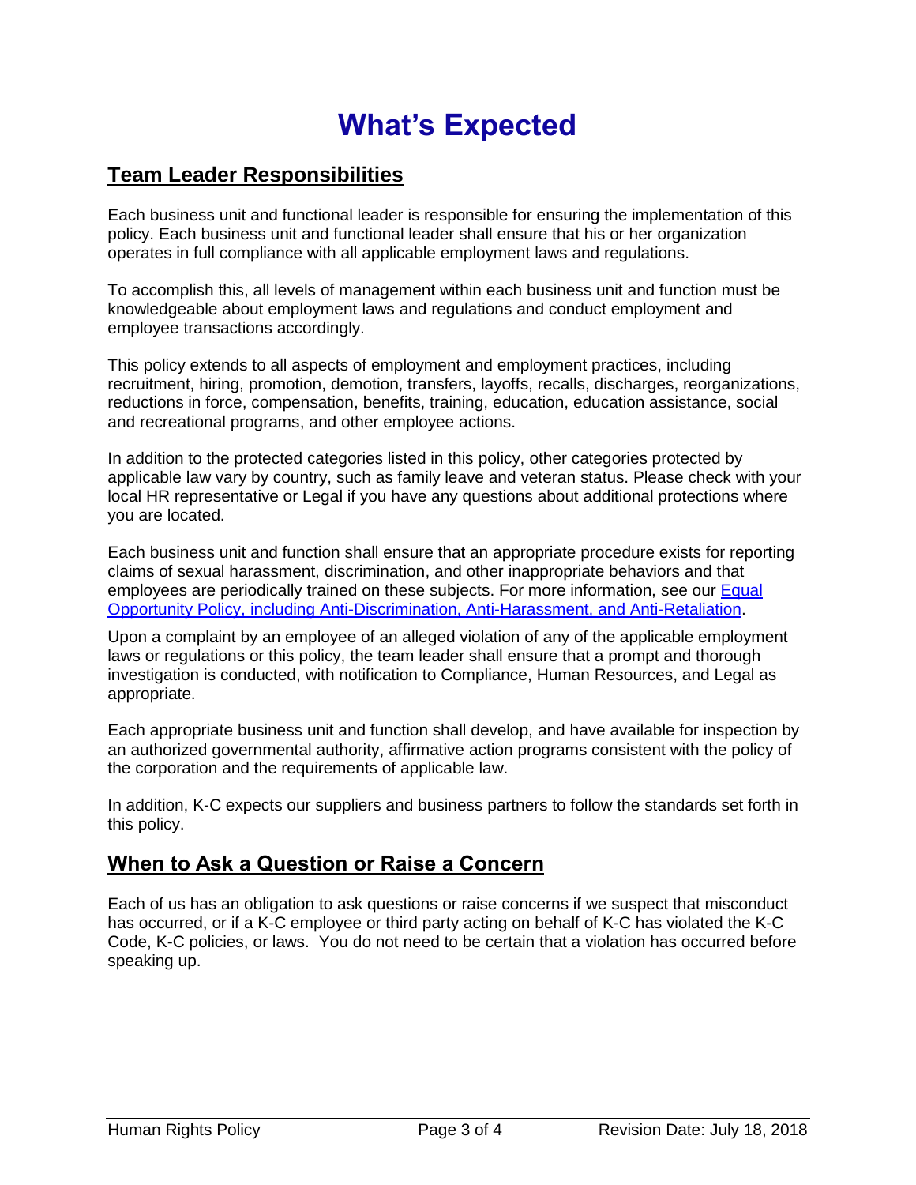# What's Expected

## Team Leader Responsibilities

Each business unit and functional leader is responsible for ensuring the implementation of this policy. Each business unit and functional leader shall ensure that his or her organization operates in full compliance with all applicable employment laws and regulations.

To accomplish this, all levels of management within each business unit and function must be knowledgeable about employment laws and regulations and conduct employment and employee transactions accordingly.

This policy extends to all aspects of employment and employment practices, including recruitment, hiring, promotion, demotion, transfers, layoffs, recalls, discharges, reorganizations, reductions in force, compensation, benefits, training, education, education assistance, social and recreational programs, and other employee actions.

In addition to the protected categories listed in this policy, other categories protected by applicable law vary by country, such as family leave and veteran status. Please check with your local HR representative or Legal if you have any questions about additional protections where you are located.

Each business unit and function shall ensure that an appropriate procedure exists for reporting claims of sexual harassment, discrimination, and other inappropriate behaviors and that employees are periodically trained on these subjects. For more information, see our Equal Opportunity Policy, including Anti-Discrimination, Anti-Harassment, and Anti-Retaliation.

Upon a complaint by an employee of an alleged violation of any of the applicable employment laws or regulations or this policy, the team leader shall ensure that a prompt and thorough investigation is conducted, with notification to Compliance, Human Resources, and Legal as appropriate.

Each appropriate business unit and function shall develop, and have available for inspection by an authorized governmental authority, affirmative action programs consistent with the policy of the corporation and the requirements of applicable law.

In addition, K-C expects our suppliers and business partners to follow the standards set forth in this policy.

## When to Ask a Question or Raise a Concern

Each of us has an obligation to ask questions or raise concerns if we suspect that misconduct has occurred, or if a K-C employee or third party acting on behalf of K-C has violated the K-C Code, K-C policies, or laws. You do not need to be certain that a violation has occurred before speaking up.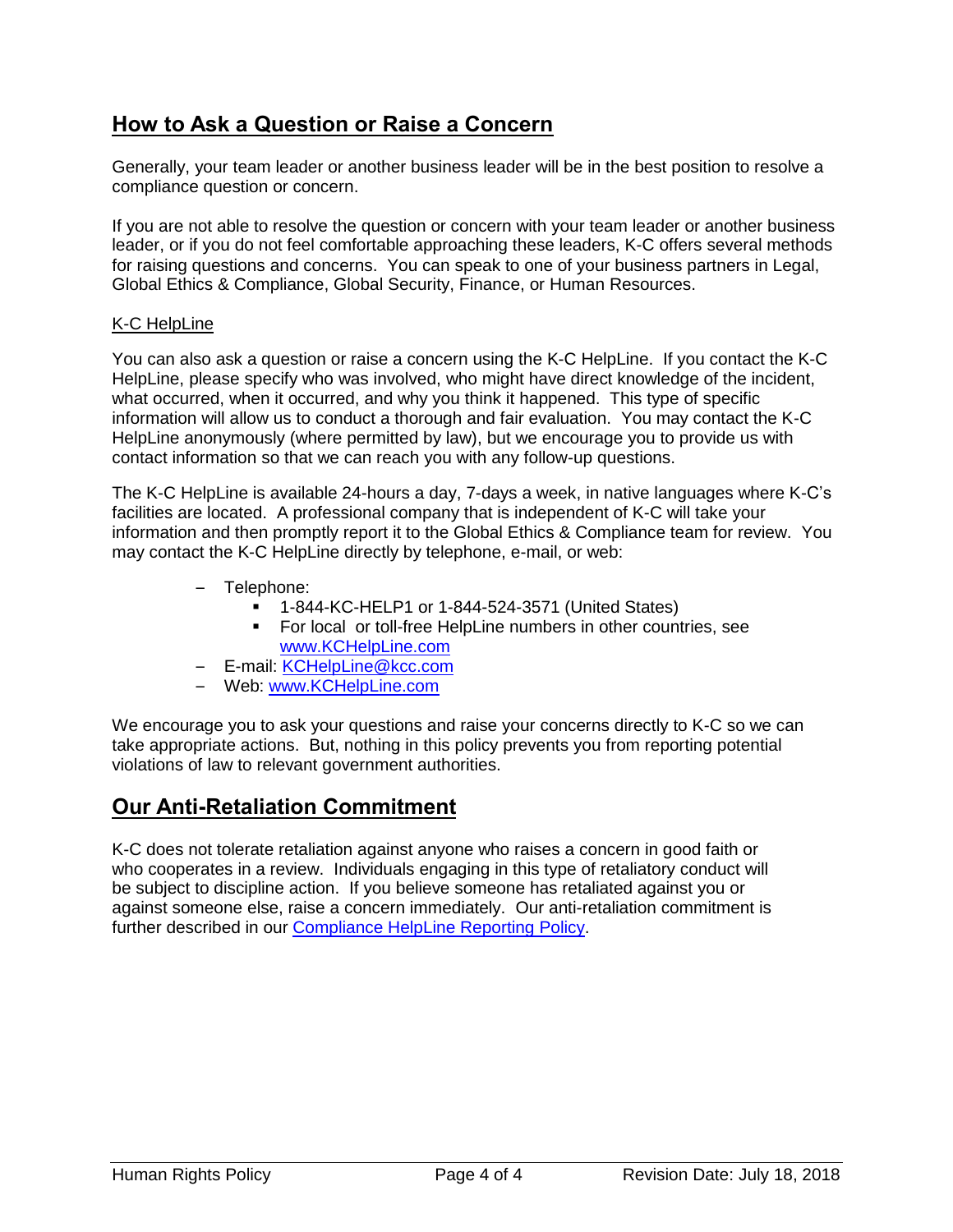## How to Ask a Question or Raise a Concern

Generally, your team leader or another business leader will be in the best position to resolve a compliance question or concern.

If you are not able to resolve the question or concern with your team leader or another business leader, or if you do not feel comfortable approaching these leaders, K-C offers several methods for raising questions and concerns. You can speak to one of your business partners in Legal, Global Ethics & Compliance, Global Security, Finance, or Human Resources.

### K-C HelpLine

You can also ask a question or raise a concern using the K-C HelpLine. If you contact the K-C HelpLine, please specify who was involved, who might have direct knowledge of the incident, what occurred, when it occurred, and why you think it happened. This type of specific information will allow us to conduct a thorough and fair evaluation. You may contact the K-C HelpLine anonymously (where permitted by law), but we encourage you to provide us with contact information so that we can reach you with any follow-up questions.

The K-C HelpLine is available 24-hours a day, 7-days a week, in native languages where K-C's facilities are located. A professional company that is independent of K-C will take your information and then promptly report it to the Global Ethics & Compliance team for review. You may contact the K-C HelpLine directly by telephone, e-mail, or web:

- Telephone:
  - 1-844-KC-HELP1 or 1-844-524-3571 (United States)
  - For local or toll-free HelpLine numbers in other countries, see www.KCHelpLine.com
- E-mail: KCHelpLine@kcc.com
- Web: www.KCHelpLine.com

We encourage you to ask your questions and raise your concerns directly to K-C so we can take appropriate actions. But, nothing in this policy prevents you from reporting potential violations of law to relevant government authorities.

## Our Anti-Retaliation Commitment

K-C does not tolerate retaliation against anyone who raises a concern in good faith or who cooperates in a review. Individuals engaging in this type of retaliatory conduct will be subject to discipline action. If you believe someone has retaliated against you or against someone else, raise a concern immediately. Our anti-retaliation commitment is further described in our Compliance HelpLine Reporting Policy.